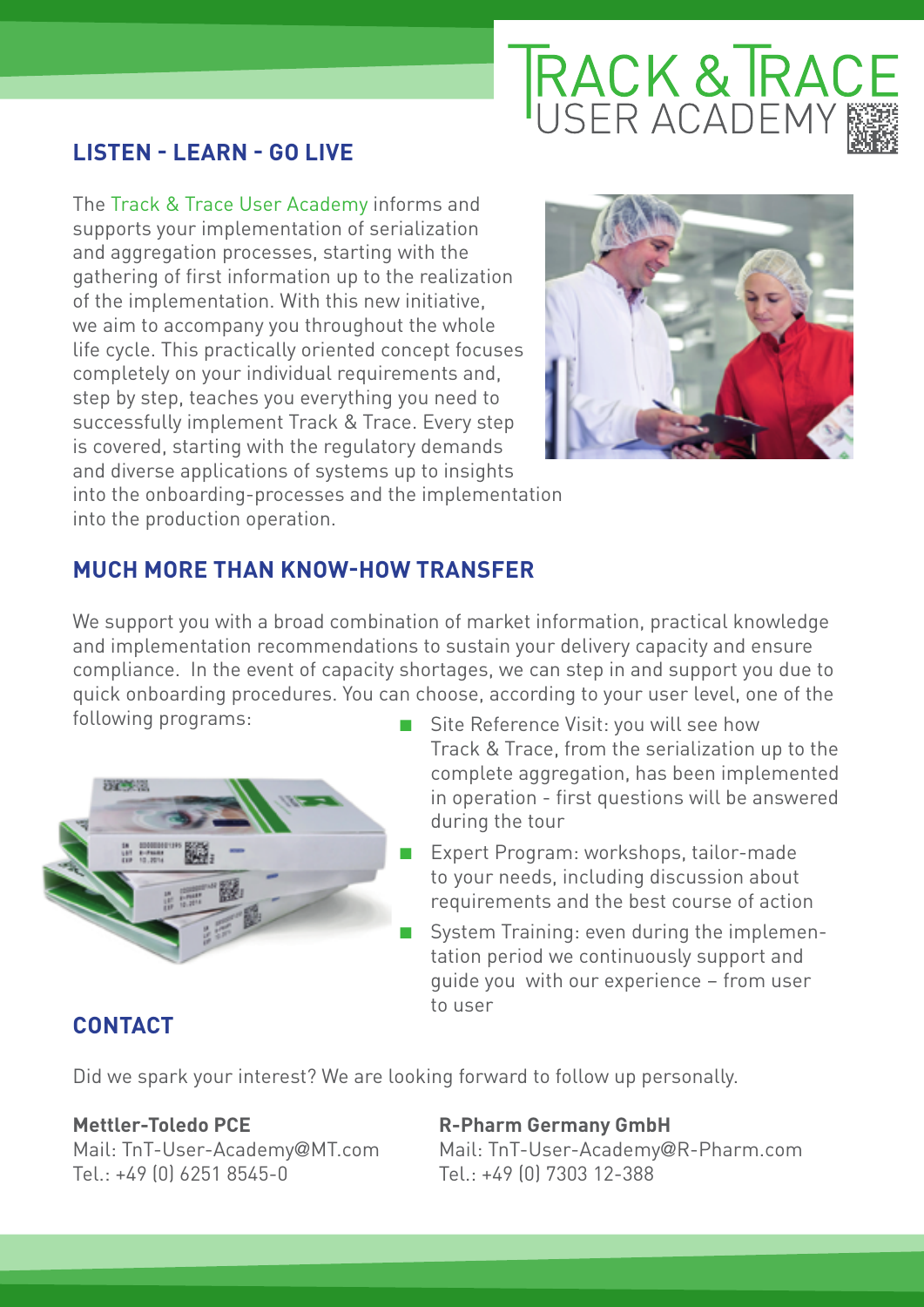# TRACK & TRACE USER ACADEMY

## LISTEN - LEARN - GO LIVE

The Track & Trace User Academy informs and supports your implementation of serialization and aggregation processes, starting with the gathering of first information up to the realization of the implementation. With this new initiative, we aim to accompany you throughout the whole life cycle. This practically oriented concept focuses completely on your individual requirements and, step by step, teaches you everything you need to successfully implement Track & Trace. Every step is covered, starting with the regulatory demands and diverse applications of systems up to insights into the onboarding-processes and the implementation into the production operation.

## MUCH MORE THAN KNOW-HOW TRANSFER

We support you with a broad combination of market information, practical knowledge and implementation recommendations to sustain your delivery capacity and ensure compliance. In the event of capacity shortages, we can step in and support you due to quick onboarding procedures. You can choose, according to your user level, one of the following programs:

- Site Reference Visit: you will see how Track & Trace, from the serialization up to the complete aggregation, has been implemented in operation - first questions will be answered during the tour
- Expert Program: workshops, tailor-made to your needs, including discussion about requirements and the best course of action
- System Training: even during the implementation period we continuously support and guide you with our experience – from user to user

## CONTACT

Did we spark your interest? We are looking forward to follow up personally.

**Mettler-Toledo PCE**
Mail: TnT-User-Academy@MT.com
Tel.: +49 (0) 6251 8545-0

**R-Pharm Germany GmbH**
Mail: TnT-User-Academy@R-Pharm.com
Tel.: +49 (0) 7303 12-388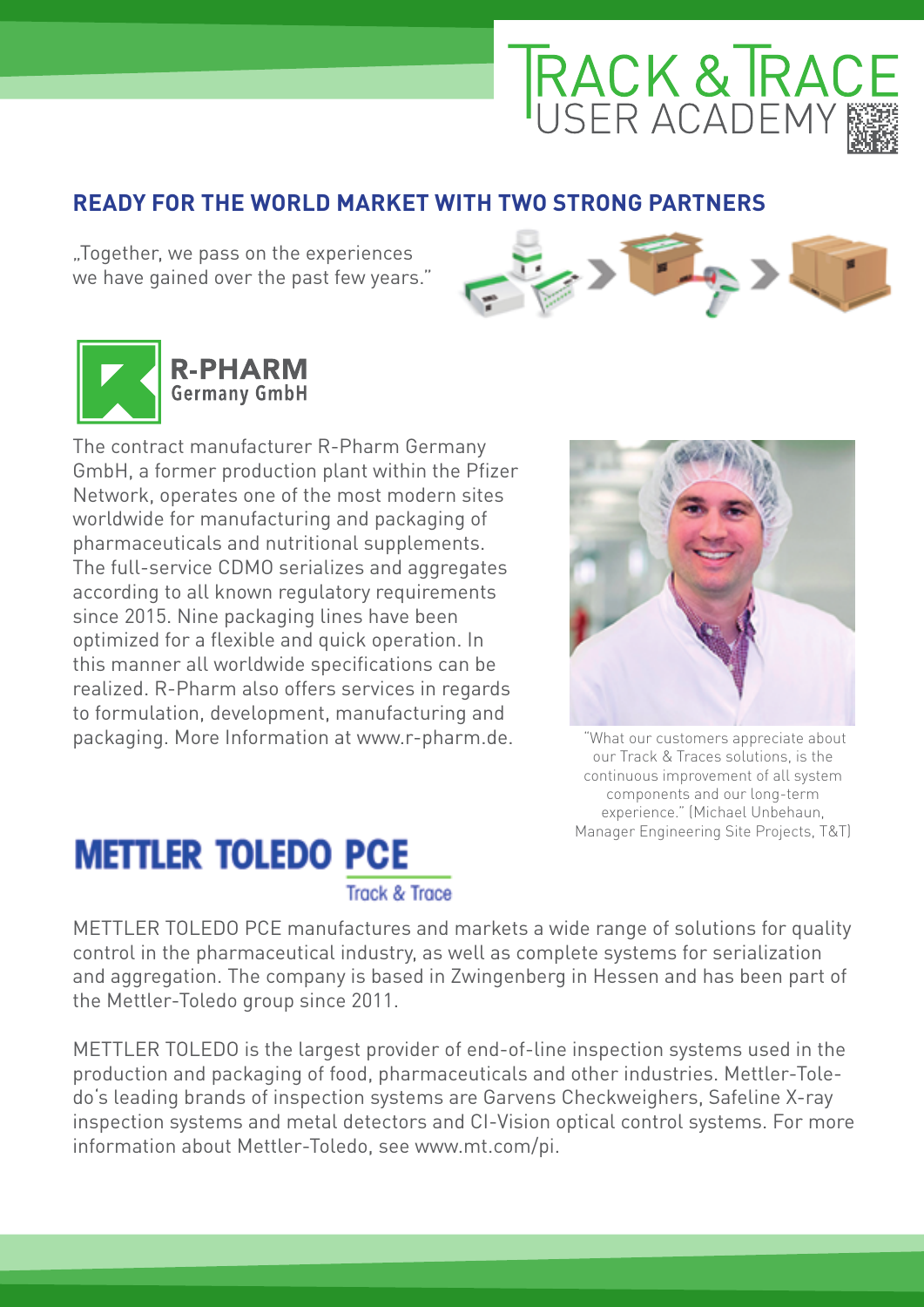# TRACK & TRACE USER ACADEMY

## READY FOR THE WORLD MARKET WITH TWO STRONG PARTNERS

„Together, we pass on the experiences we have gained over the past few years."

**R-PHARM Germany GmbH**

The contract manufacturer R-Pharm Germany GmbH, a former production plant within the Pfizer Network, operates one of the most modern sites worldwide for manufacturing and packaging of pharmaceuticals and nutritional supplements. The full-service CDMO serializes and aggregates according to all known regulatory requirements since 2015. Nine packaging lines have been optimized for a flexible and quick operation. In this manner all worldwide specifications can be realized. R-Pharm also offers services in regards to formulation, development, manufacturing and packaging. More Information at www.r-pharm.de.

"What our customers appreciate about our Track & Traces solutions, is the continuous improvement of all system components and our long-term experience." (Michael Unbehaun, Manager Engineering Site Projects, T&T)

**METTLER TOLEDO PCE**
Track & Trace

METTLER TOLEDO PCE manufactures and markets a wide range of solutions for quality control in the pharmaceutical industry, as well as complete systems for serialization and aggregation. The company is based in Zwingenberg in Hessen and has been part of the Mettler-Toledo group since 2011.

METTLER TOLEDO is the largest provider of end-of-line inspection systems used in the production and packaging of food, pharmaceuticals and other industries. Mettler-Toledo's leading brands of inspection systems are Garvens Checkweighers, Safeline X-ray inspection systems and metal detectors and CI-Vision optical control systems. For more information about Mettler-Toledo, see www.mt.com/pi.